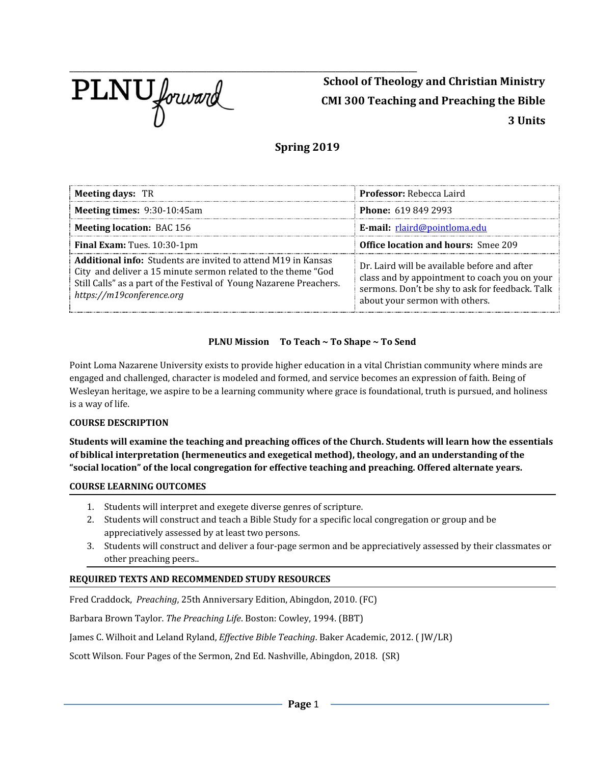PLNU forward

**School of Theology and Christian Ministry**

**CMI 300 Teaching and Preaching the Bible**

**3 Units**

## Spring 2019

| **Meeting days:** TR | **Professor:** Rebecca Laird |
|---|---|
| **Meeting times:** 9:30-10:45am | **Phone:** 619 849 2993 |
| **Meeting location:** BAC 156 | **E-mail:** rlaird@pointloma.edu |
| **Final Exam:** Tues. 10:30-1pm | **Office location and hours:** Smee 209 |
| **Additional info:** Students are invited to attend M19 in Kansas City and deliver a 15 minute sermon related to the theme "God Still Calls" as a part of the Festival of Young Nazarene Preachers. *https://m19conference.org* | Dr. Laird will be available before and after class and by appointment to coach you on your sermons. Don't be shy to ask for feedback. Talk about your sermon with others. |

**PLNU Mission To Teach ~ To Shape ~ To Send**

Point Loma Nazarene University exists to provide higher education in a vital Christian community where minds are engaged and challenged, character is modeled and formed, and service becomes an expression of faith. Being of Wesleyan heritage, we aspire to be a learning community where grace is foundational, truth is pursued, and holiness is a way of life.

### COURSE DESCRIPTION

**Students will examine the teaching and preaching offices of the Church. Students will learn how the essentials of biblical interpretation (hermeneutics and exegetical method), theology, and an understanding of the "social location" of the local congregation for effective teaching and preaching. Offered alternate years.**

### COURSE LEARNING OUTCOMES

1. Students will interpret and exegete diverse genres of scripture.
2. Students will construct and teach a Bible Study for a specific local congregation or group and be appreciatively assessed by at least two persons.
3. Students will construct and deliver a four-page sermon and be appreciatively assessed by their classmates or other preaching peers..

### REQUIRED TEXTS AND RECOMMENDED STUDY RESOURCES

Fred Craddock, *Preaching*, 25th Anniversary Edition, Abingdon, 2010. (FC)

Barbara Brown Taylor. *The Preaching Life*. Boston: Cowley, 1994. (BBT)

James C. Wilhoit and Leland Ryland, *Effective Bible Teaching*. Baker Academic, 2012. ( JW/LR)

Scott Wilson. Four Pages of the Sermon, 2nd Ed. Nashville, Abingdon, 2018. (SR)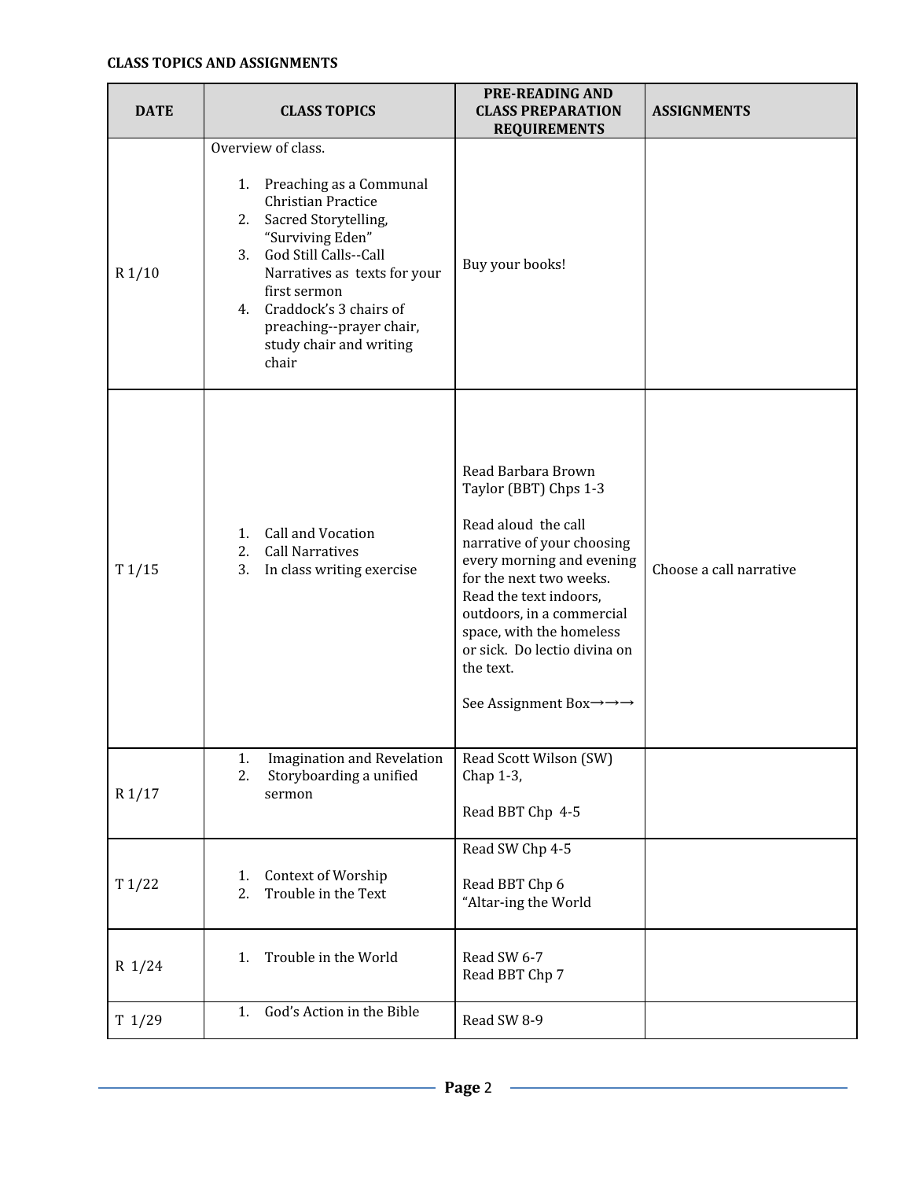**CLASS TOPICS AND ASSIGNMENTS**

| DATE | CLASS TOPICS | PRE-READING AND CLASS PREPARATION REQUIREMENTS | ASSIGNMENTS |
|---|---|---|---|
| R 1/10 | Overview of class.<br><br>1. Preaching as a Communal Christian Practice<br>2. Sacred Storytelling, "Surviving Eden"<br>3. God Still Calls--Call Narratives as texts for your first sermon<br>4. Craddock's 3 chairs of preaching--prayer chair, study chair and writing chair | Buy your books! | |
| T 1/15 | 1. Call and Vocation<br>2. Call Narratives<br>3. In class writing exercise | Read Barbara Brown Taylor (BBT) Chps 1-3<br><br>Read aloud the call narrative of your choosing every morning and evening for the next two weeks. Read the text indoors, outdoors, in a commercial space, with the homeless or sick. Do lectio divina on the text.<br><br>See Assignment Box→→→ | Choose a call narrative |
| R 1/17 | 1. Imagination and Revelation<br>2. Storyboarding a unified sermon | Read Scott Wilson (SW) Chap 1-3,<br><br>Read BBT Chp 4-5 | |
| T 1/22 | 1. Context of Worship<br>2. Trouble in the Text | Read SW Chp 4-5<br><br>Read BBT Chp 6 "Altar-ing the World | |
| R 1/24 | 1. Trouble in the World | Read SW 6-7<br>Read BBT Chp 7 | |
| T 1/29 | 1. God's Action in the Bible | Read SW 8-9 | |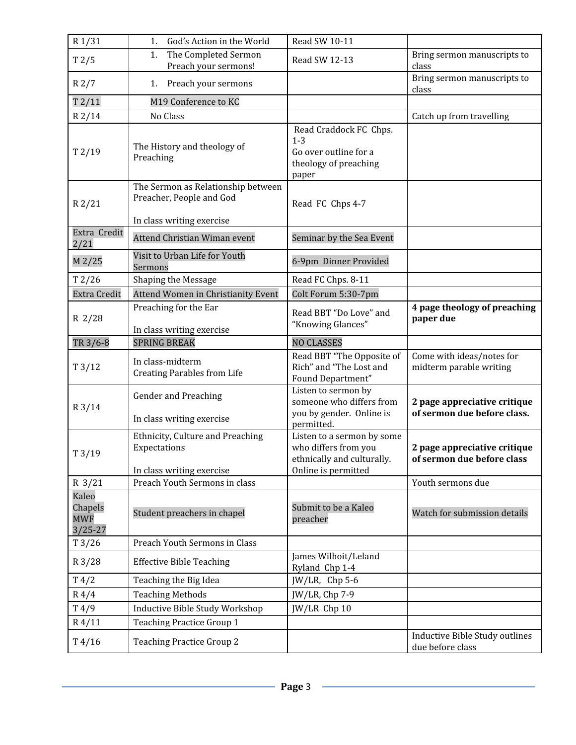| R 1/31 | 1. God's Action in the World | Read SW 10-11 | |
|---|---|---|---|
| T 2/5 | 1. The Completed Sermon Preach your sermons! | Read SW 12-13 | Bring sermon manuscripts to class |
| R 2/7 | 1. Preach your sermons | | Bring sermon manuscripts to class |
| T 2/11 | M19 Conference to KC | | |
| R 2/14 | No Class | | Catch up from travelling |
| T 2/19 | The History and theology of Preaching | Read Craddock FC Chps. 1-3<br>Go over outline for a theology of preaching paper | |
| R 2/21 | The Sermon as Relationship between Preacher, People and God<br><br>In class writing exercise | Read FC Chps 4-7 | |
| Extra Credit 2/21 | Attend Christian Wiman event | Seminar by the Sea Event | |
| M 2/25 | Visit to Urban Life for Youth Sermons | 6-9pm Dinner Provided | |
| T 2/26 | Shaping the Message | Read FC Chps. 8-11 | |
| Extra Credit | Attend Women in Christianity Event | Colt Forum 5:30-7pm | |
| R 2/28 | Preaching for the Ear<br><br>In class writing exercise | Read BBT "Do Love" and "Knowing Glances" | **4 page theology of preaching paper due** |
| TR 3/6-8 | SPRING BREAK | NO CLASSES | |
| T 3/12 | In class-midterm<br>Creating Parables from Life | Read BBT "The Opposite of Rich" and "The Lost and Found Department" | Come with ideas/notes for midterm parable writing |
| R 3/14 | Gender and Preaching<br><br>In class writing exercise | Listen to sermon by someone who differs from you by gender. Online is permitted. | **2 page appreciative critique of sermon due before class.** |
| T 3/19 | Ethnicity, Culture and Preaching Expectations<br><br>In class writing exercise | Listen to a sermon by some who differs from you ethnically and culturally. Online is permitted | **2 page appreciative critique of sermon due before class** |
| R 3/21 | Preach Youth Sermons in class | | Youth sermons due |
| Kaleo Chapels MWF 3/25-27 | Student preachers in chapel | Submit to be a Kaleo preacher | Watch for submission details |
| T 3/26 | Preach Youth Sermons in Class | | |
| R 3/28 | Effective Bible Teaching | James Wilhoit/Leland Ryland Chp 1-4 | |
| T 4/2 | Teaching the Big Idea | JW/LR, Chp 5-6 | |
| R 4/4 | Teaching Methods | JW/LR, Chp 7-9 | |
| T 4/9 | Inductive Bible Study Workshop | JW/LR Chp 10 | |
| R 4/11 | Teaching Practice Group 1 | | |
| T 4/16 | Teaching Practice Group 2 | | Inductive Bible Study outlines due before class |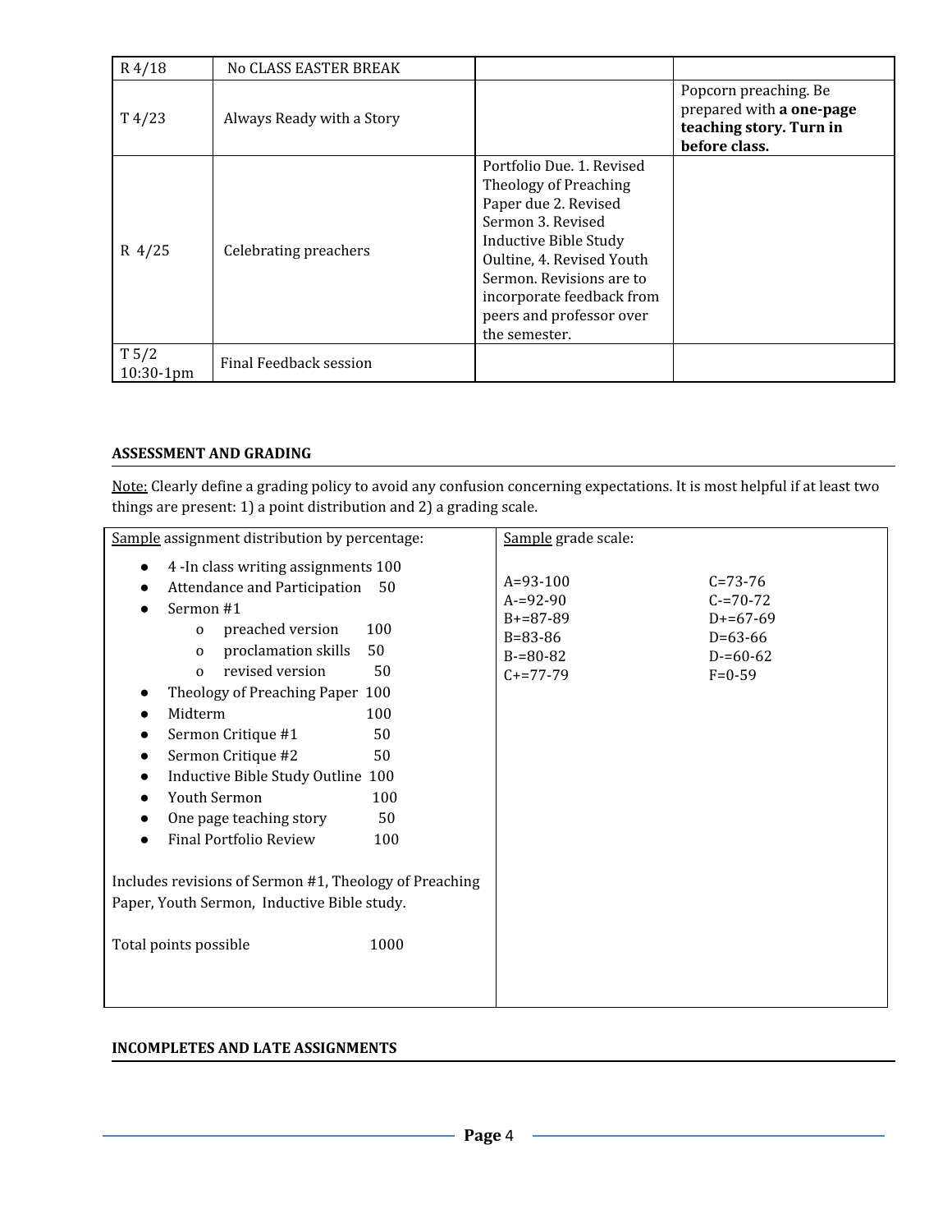| R 4/18 | No CLASS EASTER BREAK | | |
|---|---|---|---|
| T 4/23 | Always Ready with a Story | | Popcorn preaching. Be prepared with **a one-page teaching story. Turn in before class.** |
| R 4/25 | Celebrating preachers | Portfolio Due. 1. Revised Theology of Preaching Paper due 2. Revised Sermon 3. Revised Inductive Bible Study Oultine, 4. Revised Youth Sermon. Revisions are to incorporate feedback from peers and professor over the semester. | |
| T 5/2 10:30-1pm | Final Feedback session | | |

**ASSESSMENT AND GRADING**

Note: Clearly define a grading policy to avoid any confusion concerning expectations. It is most helpful if at least two things are present: 1) a point distribution and 2) a grading scale.

Sample assignment distribution by percentage:

- 4 -In class writing assignments 100
- Attendance and Participation 50
- Sermon #1
  - preached version 100
  - proclamation skills 50
  - revised version 50
- Theology of Preaching Paper 100
- Midterm 100
- Sermon Critique #1 50
- Sermon Critique #2 50
- Inductive Bible Study Outline 100
- Youth Sermon 100
- One page teaching story 50
- Final Portfolio Review 100

Includes revisions of Sermon #1, Theology of Preaching Paper, Youth Sermon, Inductive Bible study.

Total points possible 1000

Sample grade scale:

| | |
|---|---|
| A=93-100 | C=73-76 |
| A-=92-90 | C-=70-72 |
| B+=87-89 | D+=67-69 |
| B=83-86 | D=63-66 |
| B-=80-82 | D-=60-62 |
| C+=77-79 | F=0-59 |

**INCOMPLETES AND LATE ASSIGNMENTS**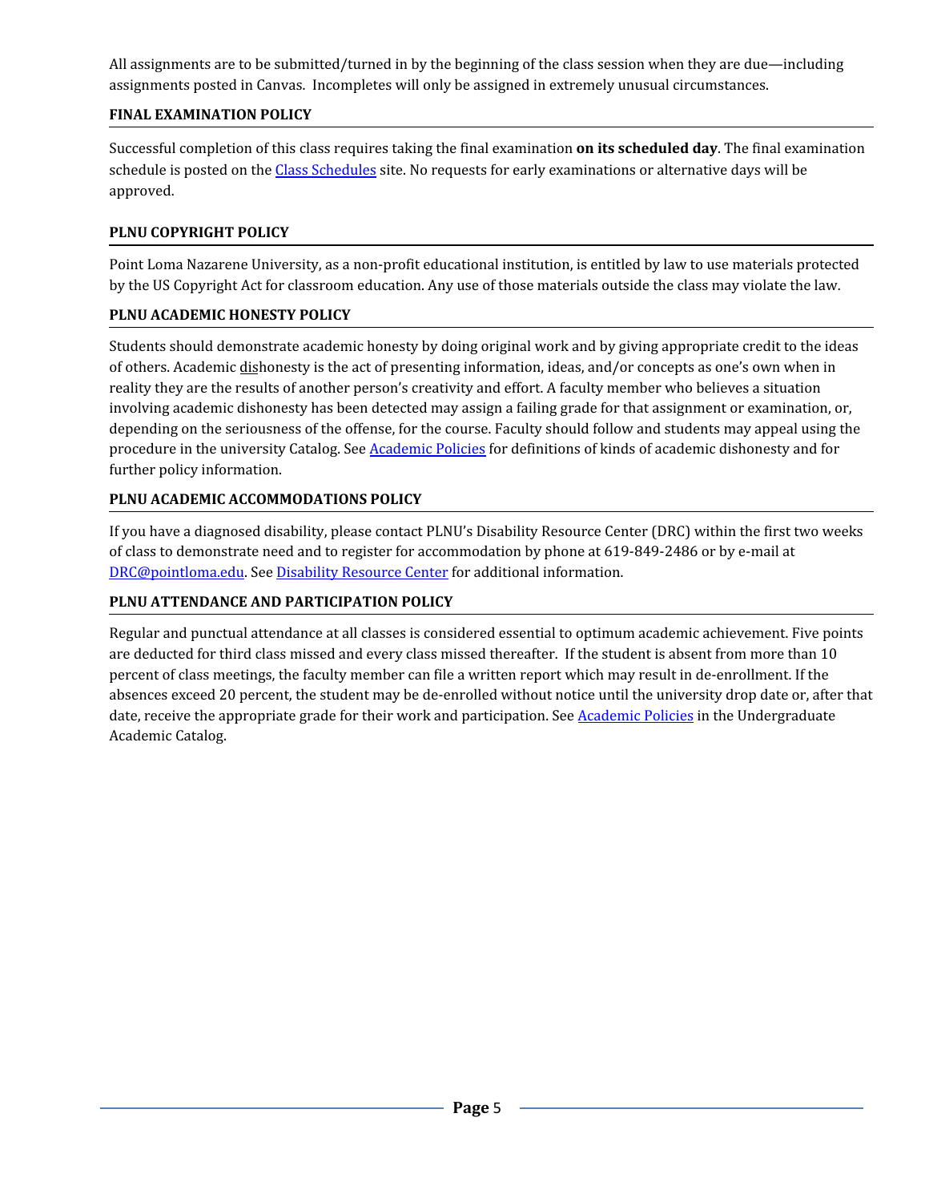All assignments are to be submitted/turned in by the beginning of the class session when they are due—including assignments posted in Canvas. Incompletes will only be assigned in extremely unusual circumstances.

### FINAL EXAMINATION POLICY

Successful completion of this class requires taking the final examination **on its scheduled day**. The final examination schedule is posted on the Class Schedules site. No requests for early examinations or alternative days will be approved.

### PLNU COPYRIGHT POLICY

Point Loma Nazarene University, as a non-profit educational institution, is entitled by law to use materials protected by the US Copyright Act for classroom education. Any use of those materials outside the class may violate the law.

### PLNU ACADEMIC HONESTY POLICY

Students should demonstrate academic honesty by doing original work and by giving appropriate credit to the ideas of others. Academic dishonesty is the act of presenting information, ideas, and/or concepts as one's own when in reality they are the results of another person's creativity and effort. A faculty member who believes a situation involving academic dishonesty has been detected may assign a failing grade for that assignment or examination, or, depending on the seriousness of the offense, for the course. Faculty should follow and students may appeal using the procedure in the university Catalog. See Academic Policies for definitions of kinds of academic dishonesty and for further policy information.

### PLNU ACADEMIC ACCOMMODATIONS POLICY

If you have a diagnosed disability, please contact PLNU's Disability Resource Center (DRC) within the first two weeks of class to demonstrate need and to register for accommodation by phone at 619-849-2486 or by e-mail at DRC@pointloma.edu. See Disability Resource Center for additional information.

### PLNU ATTENDANCE AND PARTICIPATION POLICY

Regular and punctual attendance at all classes is considered essential to optimum academic achievement. Five points are deducted for third class missed and every class missed thereafter. If the student is absent from more than 10 percent of class meetings, the faculty member can file a written report which may result in de-enrollment. If the absences exceed 20 percent, the student may be de-enrolled without notice until the university drop date or, after that date, receive the appropriate grade for their work and participation. See Academic Policies in the Undergraduate Academic Catalog.